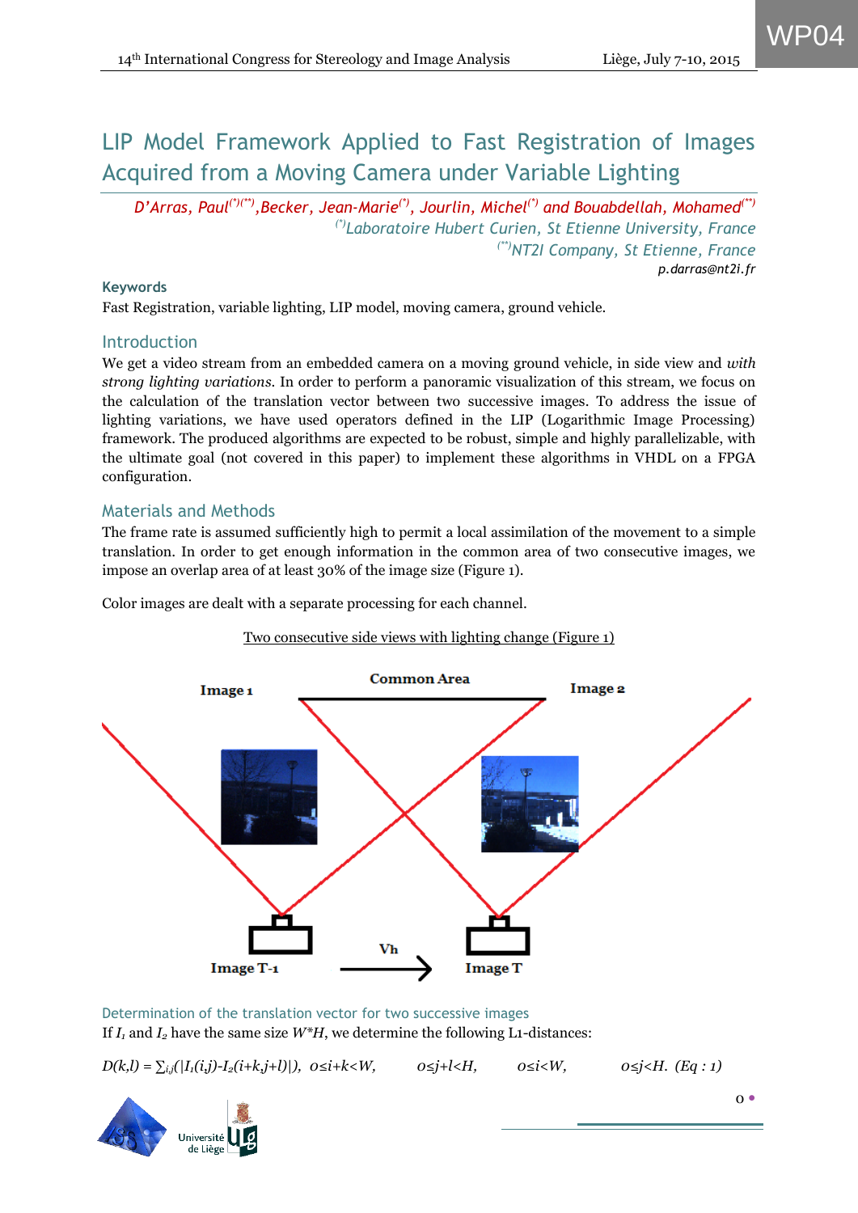# LIP Model Framework Applied to Fast Registration of Images Acquired from a Moving Camera under Variable Lighting

*D'Arras, Paul[(\*)(\*\*)], Becker, Jean-Marie[(\*)], Jourlin, Michel[(\*)] and Bouabdellah, Mohamed[(\*\*)]*

*[(\*)]Laboratoire Hubert Curien, St Etienne University, France*

*[(\*\*)]NT2I Company, St Etienne, France*

*p.darras@nt2i.fr*

**Keywords**

Fast Registration, variable lighting, LIP model, moving camera, ground vehicle.

## Introduction

We get a video stream from an embedded camera on a moving ground vehicle, in side view and *with strong lighting variations.* In order to perform a panoramic visualization of this stream, we focus on the calculation of the translation vector between two successive images. To address the issue of lighting variations, we have used operators defined in the LIP (Logarithmic Image Processing) framework. The produced algorithms are expected to be robust, simple and highly parallelizable, with the ultimate goal (not covered in this paper) to implement these algorithms in VHDL on a FPGA configuration.

## Materials and Methods

The frame rate is assumed sufficiently high to permit a local assimilation of the movement to a simple translation. In order to get enough information in the common area of two consecutive images, we impose an overlap area of at least 30% of the image size (Figure 1).

Color images are dealt with a separate processing for each channel.

Two consecutive side views with lighting change (Figure 1)

Image 1 — Common Area — Image 2

Image T-1 — Vh — Image T

### Determination of the translation vector for two successive images

If $I_1$ and $I_2$ have the same size $W*H$, we determine the following L1-distances:

$$D(k,l) = \sum_{i,j}(|I_1(i,j)-I_2(i+k,j+l)|),\ 0\leq i+k<W,\quad 0\leq j+l<H,\quad 0\leq i<W,\quad 0\leq j<H.\ (Eq: 1)$$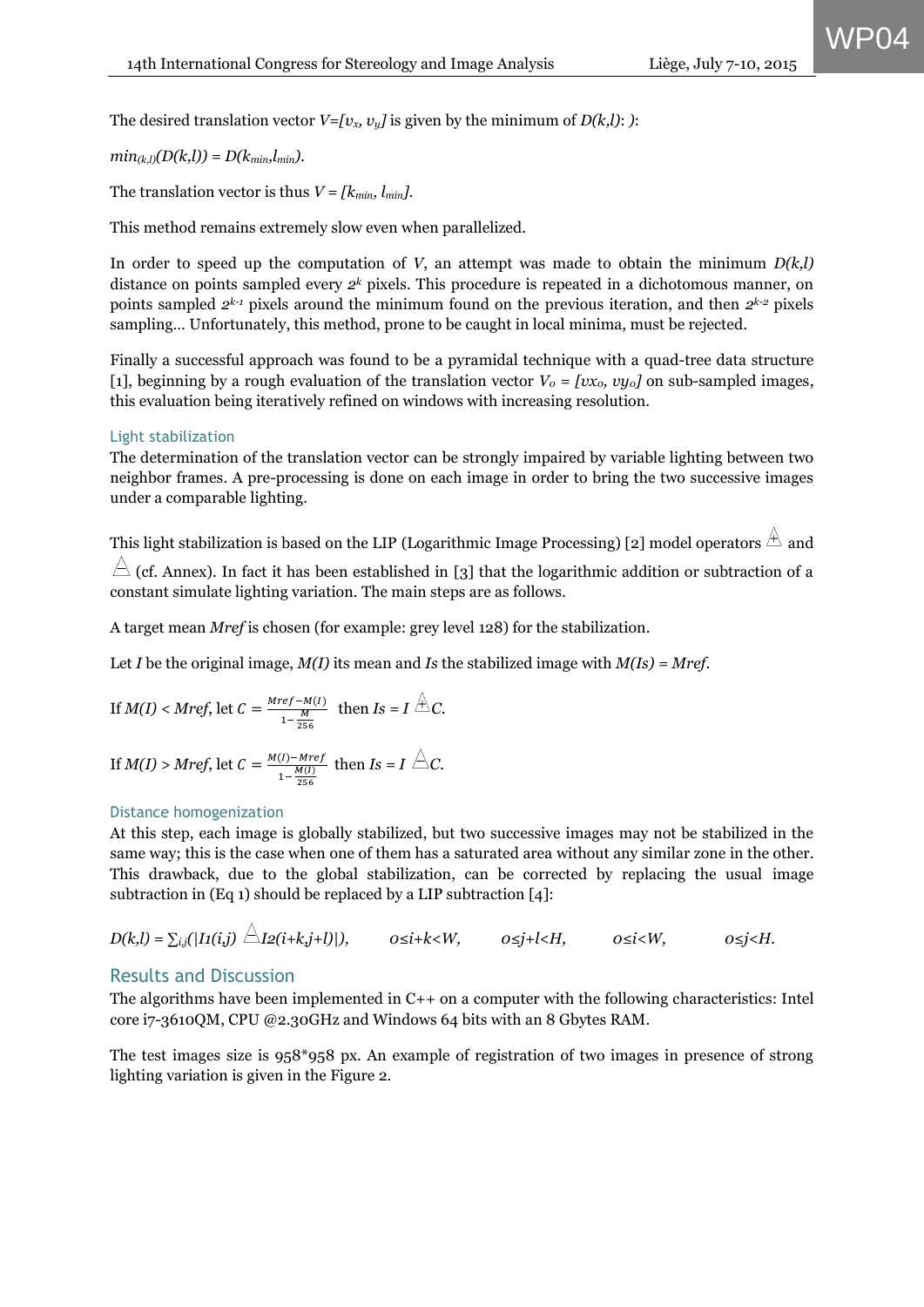The desired translation vector $V=[v_x, v_y]$ is given by the minimum of $D(k,l)$: ):

$min_{(k,l)}(D(k,l)) = D(k_{min},l_{min})$.

The translation vector is thus $V = [k_{min}, l_{min}]$.

This method remains extremely slow even when parallelized.

In order to speed up the computation of $V$, an attempt was made to obtain the minimum $D(k,l)$ distance on points sampled every $2^k$ pixels. This procedure is repeated in a dichotomous manner, on points sampled $2^{k-1}$ pixels around the minimum found on the previous iteration, and then $2^{k-2}$ pixels sampling… Unfortunately, this method, prone to be caught in local minima, must be rejected.

Finally a successful approach was found to be a pyramidal technique with a quad-tree data structure [1], beginning by a rough evaluation of the translation vector $V_o = [vx_o, vy_o]$ on sub-sampled images, this evaluation being iteratively refined on windows with increasing resolution.

### Light stabilization

The determination of the translation vector can be strongly impaired by variable lighting between two neighbor frames. A pre-processing is done on each image in order to bring the two successive images under a comparable lighting.

This light stabilization is based on the LIP (Logarithmic Image Processing) [2] model operators $\triangle\!\!\!\!+$ and $\triangle\!\!\!\!-$ (cf. Annex). In fact it has been established in [3] that the logarithmic addition or subtraction of a constant simulate lighting variation. The main steps are as follows.

A target mean *Mref* is chosen (for example: grey level 128) for the stabilization.

Let $I$ be the original image, $M(I)$ its mean and $Is$ the stabilized image with $M(Is) = Mref$.

If $M(I) < Mref$, let $C = \frac{Mref - M(I)}{1-\frac{M}{256}}$ then $Is = I \triangle\!\!\!\!+ C$.

If $M(I) > Mref$, let $C = \frac{M(I) - Mref}{1-\frac{M(I)}{256}}$ then $Is = I \triangle\!\!\!\!- C$.

### Distance homogenization

At this step, each image is globally stabilized, but two successive images may not be stabilized in the same way; this is the case when one of them has a saturated area without any similar zone in the other. This drawback, due to the global stabilization, can be corrected by replacing the usual image subtraction in (Eq 1) should be replaced by a LIP subtraction [4]:

$$D(k,l) = \sum_{i,j}(|I1(i,j) \triangle\!\!\!\!- I2(i+k,j+l)|), \qquad 0 \leq i+k < W, \qquad 0 \leq j+l < H, \qquad 0 \leq i < W, \qquad 0 \leq j < H.$$

## Results and Discussion

The algorithms have been implemented in C++ on a computer with the following characteristics: Intel core i7-3610QM, CPU @2.30GHz and Windows 64 bits with an 8 Gbytes RAM.

The test images size is 958*958 px. An example of registration of two images in presence of strong lighting variation is given in the Figure 2.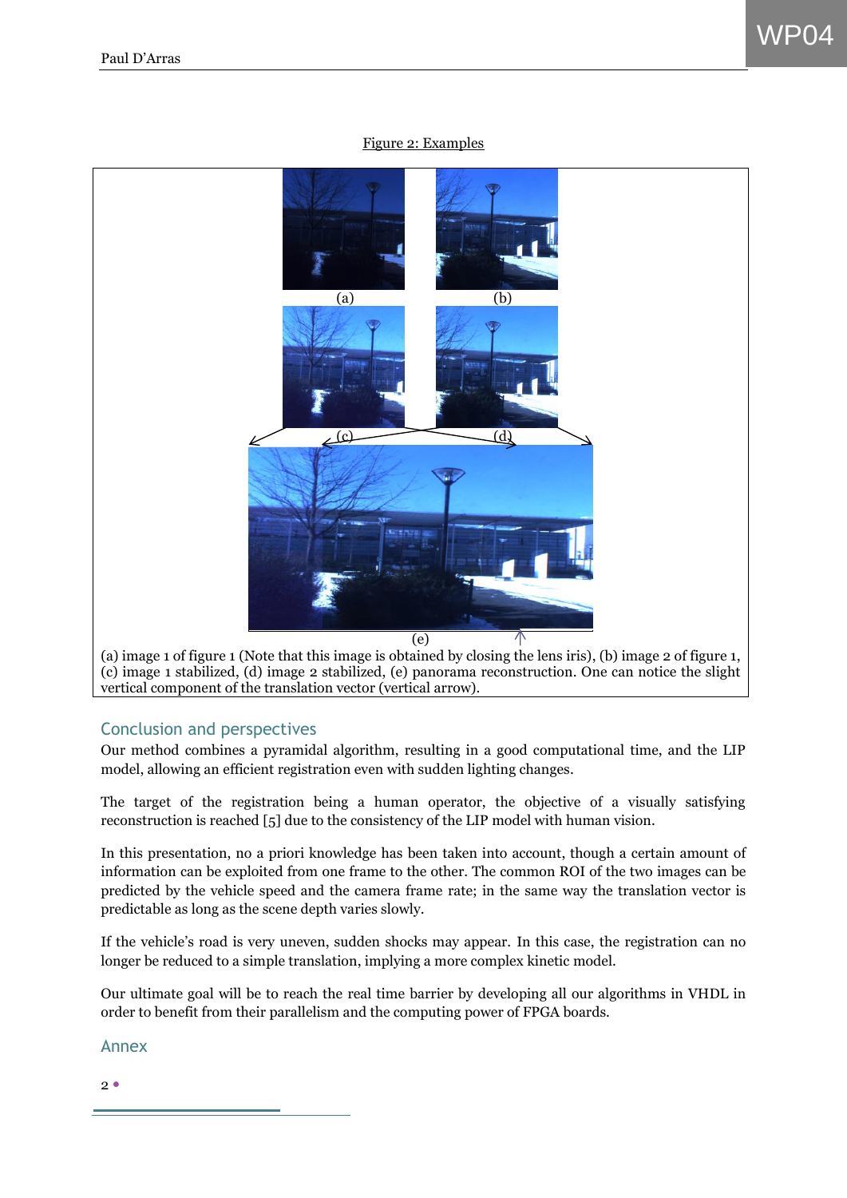Figure 2: Examples

(a) (b)

(c) (d)

(e)

(a) image 1 of figure 1 (Note that this image is obtained by closing the lens iris), (b) image 2 of figure 1, (c) image 1 stabilized, (d) image 2 stabilized, (e) panorama reconstruction. One can notice the slight vertical component of the translation vector (vertical arrow).

## Conclusion and perspectives

Our method combines a pyramidal algorithm, resulting in a good computational time, and the LIP model, allowing an efficient registration even with sudden lighting changes.

The target of the registration being a human operator, the objective of a visually satisfying reconstruction is reached [5] due to the consistency of the LIP model with human vision.

In this presentation, no a priori knowledge has been taken into account, though a certain amount of information can be exploited from one frame to the other. The common ROI of the two images can be predicted by the vehicle speed and the camera frame rate; in the same way the translation vector is predictable as long as the scene depth varies slowly.

If the vehicle's road is very uneven, sudden shocks may appear. In this case, the registration can no longer be reduced to a simple translation, implying a more complex kinetic model.

Our ultimate goal will be to reach the real time barrier by developing all our algorithms in VHDL in order to benefit from their parallelism and the computing power of FPGA boards.

## Annex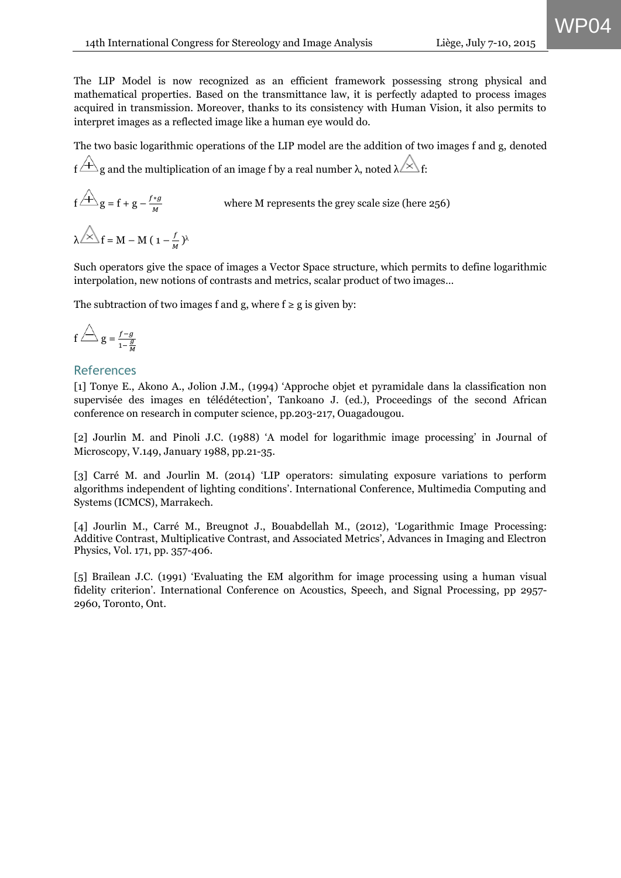The LIP Model is now recognized as an efficient framework possessing strong physical and mathematical properties. Based on the transmittance law, it is perfectly adapted to process images acquired in transmission. Moreover, thanks to its consistency with Human Vision, it also permits to interpret images as a reflected image like a human eye would do.

The two basic logarithmic operations of the LIP model are the addition of two images f and g, denoted $f \triangle\!\!\!\!\!+\, g$ and the multiplication of an image f by a real number λ, noted $\lambda \triangle\!\!\!\!\!\times\, f$:

$$f \triangle\!\!\!\!\!+\, g = f + g - \frac{f*g}{M}$$ where M represents the grey scale size (here 256)

$$\lambda \triangle\!\!\!\!\!\times\, f = M - M\left(1 - \frac{f}{M}\right)^{\lambda}$$

Such operators give the space of images a Vector Space structure, which permits to define logarithmic interpolation, new notions of contrasts and metrics, scalar product of two images…

The subtraction of two images f and g, where f ≥ g is given by:

$$f \triangle\!\!\!\!\!-\, g = \frac{f-g}{1-\frac{g}{M}}$$

## References

[1] Tonye E., Akono A., Jolion J.M., (1994) 'Approche objet et pyramidale dans la classification non supervisée des images en télédétection', Tankoano J. (ed.), Proceedings of the second African conference on research in computer science, pp.203-217, Ouagadougou.

[2] Jourlin M. and Pinoli J.C. (1988) 'A model for logarithmic image processing' in Journal of Microscopy, V.149, January 1988, pp.21-35.

[3] Carré M. and Jourlin M. (2014) 'LIP operators: simulating exposure variations to perform algorithms independent of lighting conditions'. International Conference, Multimedia Computing and Systems (ICMCS), Marrakech.

[4] Jourlin M., Carré M., Breugnot J., Bouabdellah M., (2012), 'Logarithmic Image Processing: Additive Contrast, Multiplicative Contrast, and Associated Metrics', Advances in Imaging and Electron Physics, Vol. 171, pp. 357-406.

[5] Brailean J.C. (1991) 'Evaluating the EM algorithm for image processing using a human visual fidelity criterion'. International Conference on Acoustics, Speech, and Signal Processing, pp 2957-2960, Toronto, Ont.